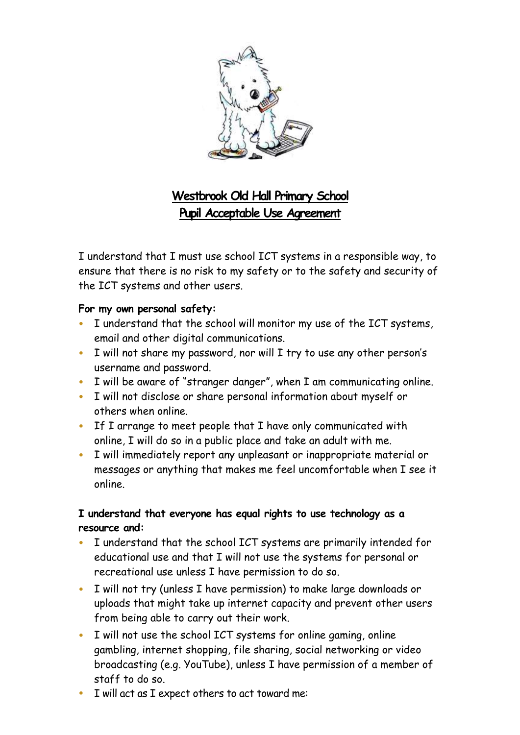# Westbrook Old Hall Primary School
## Pupil Acceptable Use Agreement

I understand that I must use school ICT systems in a responsible way, to ensure that there is no risk to my safety or to the safety and security of the ICT systems and other users.

**For my own personal safety:**

- I understand that the school will monitor my use of the ICT systems, email and other digital communications.
- I will not share my password, nor will I try to use any other person's username and password.
- I will be aware of "stranger danger", when I am communicating online.
- I will not disclose or share personal information about myself or others when online.
- If I arrange to meet people that I have only communicated with online, I will do so in a public place and take an adult with me.
- I will immediately report any unpleasant or inappropriate material or messages or anything that makes me feel uncomfortable when I see it online.

**I understand that everyone has equal rights to use technology as a resource and:**

- I understand that the school ICT systems are primarily intended for educational use and that I will not use the systems for personal or recreational use unless I have permission to do so.
- I will not try (unless I have permission) to make large downloads or uploads that might take up internet capacity and prevent other users from being able to carry out their work.
- I will not use the school ICT systems for online gaming, online gambling, internet shopping, file sharing, social networking or video broadcasting (e.g. YouTube), unless I have permission of a member of staff to do so.
- I will act as I expect others to act toward me: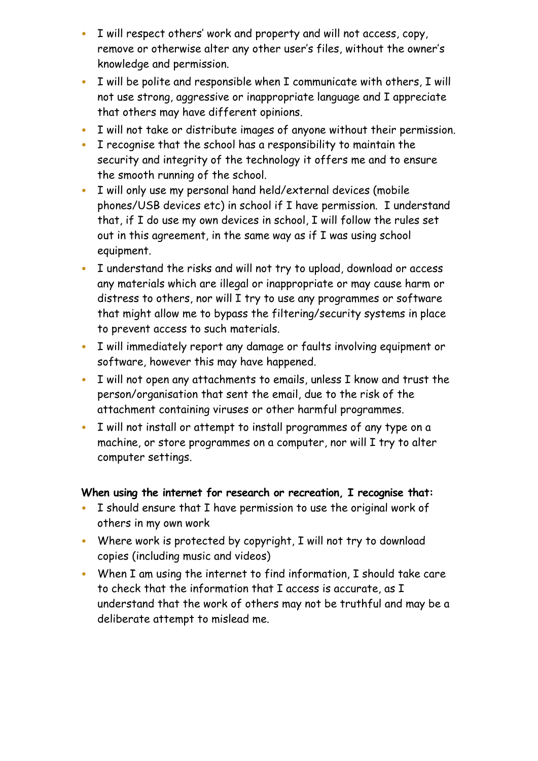- I will respect others' work and property and will not access, copy, remove or otherwise alter any other user's files, without the owner's knowledge and permission.
- I will be polite and responsible when I communicate with others, I will not use strong, aggressive or inappropriate language and I appreciate that others may have different opinions.
- I will not take or distribute images of anyone without their permission.
- I recognise that the school has a responsibility to maintain the security and integrity of the technology it offers me and to ensure the smooth running of the school.
- I will only use my personal hand held/external devices (mobile phones/USB devices etc) in school if I have permission. I understand that, if I do use my own devices in school, I will follow the rules set out in this agreement, in the same way as if I was using school equipment.
- I understand the risks and will not try to upload, download or access any materials which are illegal or inappropriate or may cause harm or distress to others, nor will I try to use any programmes or software that might allow me to bypass the filtering/security systems in place to prevent access to such materials.
- I will immediately report any damage or faults involving equipment or software, however this may have happened.
- I will not open any attachments to emails, unless I know and trust the person/organisation that sent the email, due to the risk of the attachment containing viruses or other harmful programmes.
- I will not install or attempt to install programmes of any type on a machine, or store programmes on a computer, nor will I try to alter computer settings.

**When using the internet for research or recreation, I recognise that:**

- I should ensure that I have permission to use the original work of others in my own work
- Where work is protected by copyright, I will not try to download copies (including music and videos)
- When I am using the internet to find information, I should take care to check that the information that I access is accurate, as I understand that the work of others may not be truthful and may be a deliberate attempt to mislead me.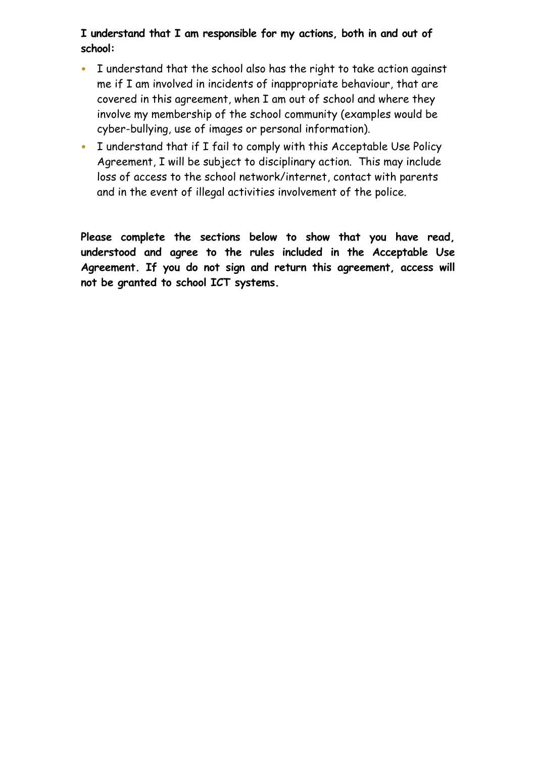**I understand that I am responsible for my actions, both in and out of school:**

- I understand that the school also has the right to take action against me if I am involved in incidents of inappropriate behaviour, that are covered in this agreement, when I am out of school and where they involve my membership of the school community (examples would be cyber-bullying, use of images or personal information).
- I understand that if I fail to comply with this Acceptable Use Policy Agreement, I will be subject to disciplinary action. This may include loss of access to the school network/internet, contact with parents and in the event of illegal activities involvement of the police.

**Please complete the sections below to show that you have read, understood and agree to the rules included in the Acceptable Use Agreement. If you do not sign and return this agreement, access will not be granted to school ICT systems.**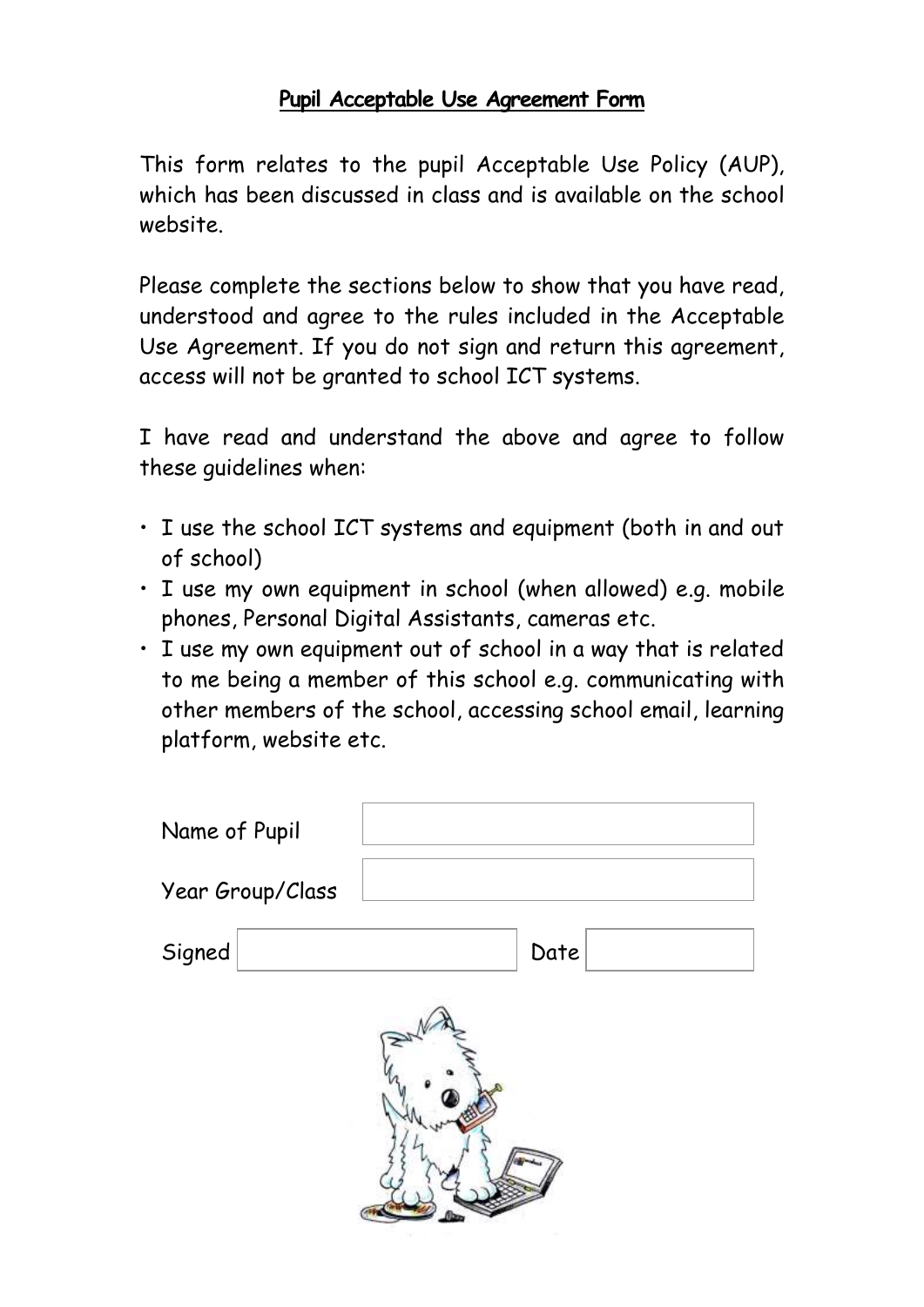## Pupil Acceptable Use Agreement Form

This form relates to the pupil Acceptable Use Policy (AUP), which has been discussed in class and is available on the school website.

Please complete the sections below to show that you have read, understood and agree to the rules included in the Acceptable Use Agreement. If you do not sign and return this agreement, access will not be granted to school ICT systems.

I have read and understand the above and agree to follow these guidelines when:

- I use the school ICT systems and equipment (both in and out of school)
- I use my own equipment in school (when allowed) e.g. mobile phones, Personal Digital Assistants, cameras etc.
- I use my own equipment out of school in a way that is related to me being a member of this school e.g. communicating with other members of the school, accessing school email, learning platform, website etc.

| | | | |
|---|---|---|---|
| Name of Pupil | | | |
| Year Group/Class | | | |
| Signed | | Date | |